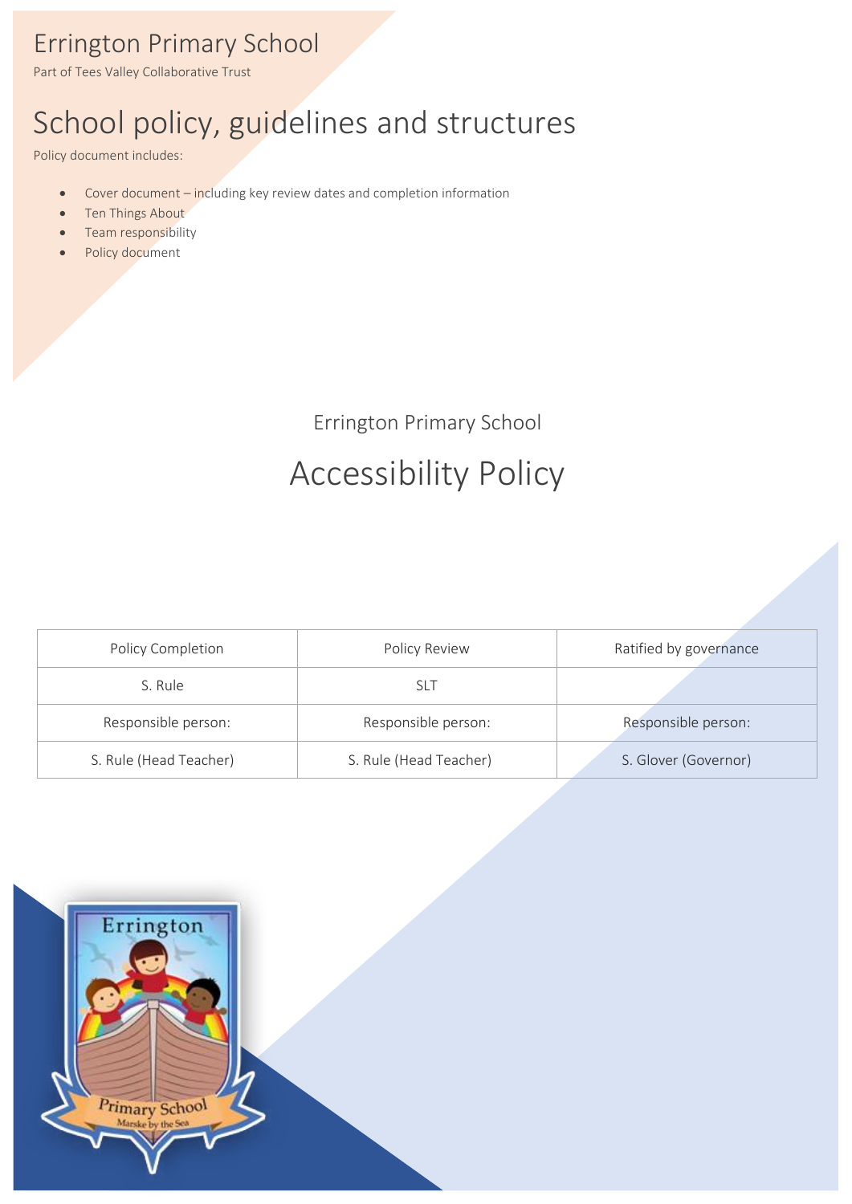# Errington Primary School

Part of Tees Valley Collaborative Trust

# School policy, guidelines and structures

Policy document includes:

- Cover document – including key review dates and completion information
- Ten Things About
- Team responsibility
- Policy document

Errington Primary School

## Accessibility Policy

| Policy Completion | Policy Review | Ratified by governance |
|---|---|---|
| S. Rule | SLT | |
| Responsible person: | Responsible person: | Responsible person: |
| S. Rule (Head Teacher) | S. Rule (Head Teacher) | S. Glover (Governor) |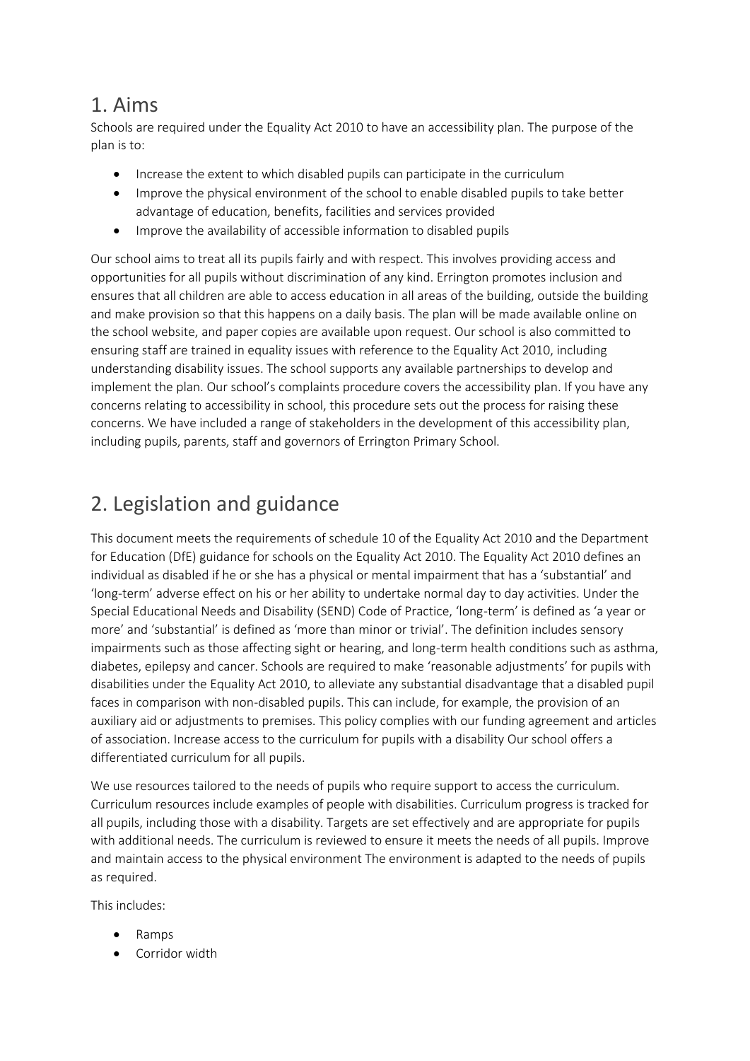# 1. Aims

Schools are required under the Equality Act 2010 to have an accessibility plan. The purpose of the plan is to:

- Increase the extent to which disabled pupils can participate in the curriculum
- Improve the physical environment of the school to enable disabled pupils to take better advantage of education, benefits, facilities and services provided
- Improve the availability of accessible information to disabled pupils

Our school aims to treat all its pupils fairly and with respect. This involves providing access and opportunities for all pupils without discrimination of any kind. Errington promotes inclusion and ensures that all children are able to access education in all areas of the building, outside the building and make provision so that this happens on a daily basis. The plan will be made available online on the school website, and paper copies are available upon request. Our school is also committed to ensuring staff are trained in equality issues with reference to the Equality Act 2010, including understanding disability issues. The school supports any available partnerships to develop and implement the plan. Our school's complaints procedure covers the accessibility plan. If you have any concerns relating to accessibility in school, this procedure sets out the process for raising these concerns. We have included a range of stakeholders in the development of this accessibility plan, including pupils, parents, staff and governors of Errington Primary School.

# 2. Legislation and guidance

This document meets the requirements of schedule 10 of the Equality Act 2010 and the Department for Education (DfE) guidance for schools on the Equality Act 2010. The Equality Act 2010 defines an individual as disabled if he or she has a physical or mental impairment that has a 'substantial' and 'long-term' adverse effect on his or her ability to undertake normal day to day activities. Under the Special Educational Needs and Disability (SEND) Code of Practice, 'long-term' is defined as 'a year or more' and 'substantial' is defined as 'more than minor or trivial'. The definition includes sensory impairments such as those affecting sight or hearing, and long-term health conditions such as asthma, diabetes, epilepsy and cancer. Schools are required to make 'reasonable adjustments' for pupils with disabilities under the Equality Act 2010, to alleviate any substantial disadvantage that a disabled pupil faces in comparison with non-disabled pupils. This can include, for example, the provision of an auxiliary aid or adjustments to premises. This policy complies with our funding agreement and articles of association. Increase access to the curriculum for pupils with a disability Our school offers a differentiated curriculum for all pupils.

We use resources tailored to the needs of pupils who require support to access the curriculum. Curriculum resources include examples of people with disabilities. Curriculum progress is tracked for all pupils, including those with a disability. Targets are set effectively and are appropriate for pupils with additional needs. The curriculum is reviewed to ensure it meets the needs of all pupils. Improve and maintain access to the physical environment The environment is adapted to the needs of pupils as required.

This includes:

- Ramps
- Corridor width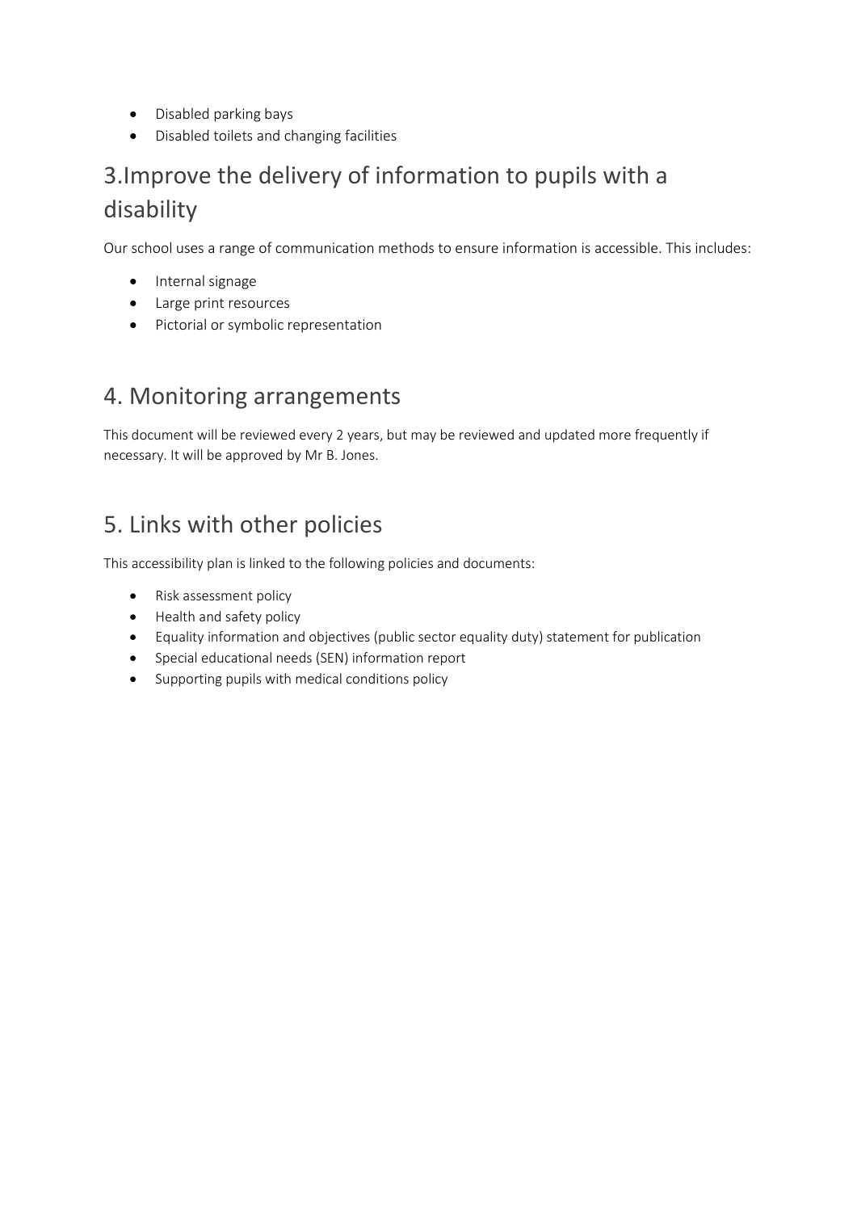- Disabled parking bays
- Disabled toilets and changing facilities

## 3.Improve the delivery of information to pupils with a disability

Our school uses a range of communication methods to ensure information is accessible. This includes:

- Internal signage
- Large print resources
- Pictorial or symbolic representation

## 4. Monitoring arrangements

This document will be reviewed every 2 years, but may be reviewed and updated more frequently if necessary. It will be approved by Mr B. Jones.

## 5. Links with other policies

This accessibility plan is linked to the following policies and documents:

- Risk assessment policy
- Health and safety policy
- Equality information and objectives (public sector equality duty) statement for publication
- Special educational needs (SEN) information report
- Supporting pupils with medical conditions policy